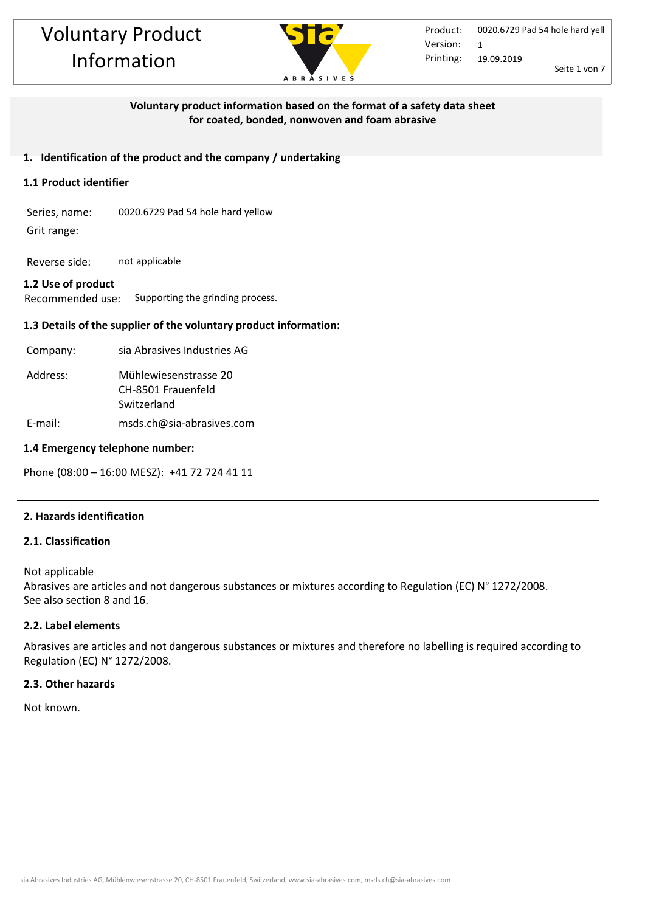# Voluntary Product Information

**Voluntary product information based on the format of a safety data sheet for coated, bonded, nonwoven and foam abrasive**

## 1. Identification of the product and the company / undertaking

### 1.1 Product identifier

Series, name: 0020.6729 Pad 54 hole hard yellow

Grit range:

Reverse side: not applicable

### 1.2 Use of product

Recommended use: Supporting the grinding process.

### 1.3 Details of the supplier of the voluntary product information:

Company: sia Abrasives Industries AG

Address: Mühlewiesenstrasse 20
CH-8501 Frauenfeld
Switzerland

E-mail: msds.ch@sia-abrasives.com

### 1.4 Emergency telephone number:

Phone (08:00 – 16:00 MESZ): +41 72 724 41 11

## 2. Hazards identification

### 2.1. Classification

Not applicable
Abrasives are articles and not dangerous substances or mixtures according to Regulation (EC) N° 1272/2008.
See also section 8 and 16.

### 2.2. Label elements

Abrasives are articles and not dangerous substances or mixtures and therefore no labelling is required according to Regulation (EC) N° 1272/2008.

### 2.3. Other hazards

Not known.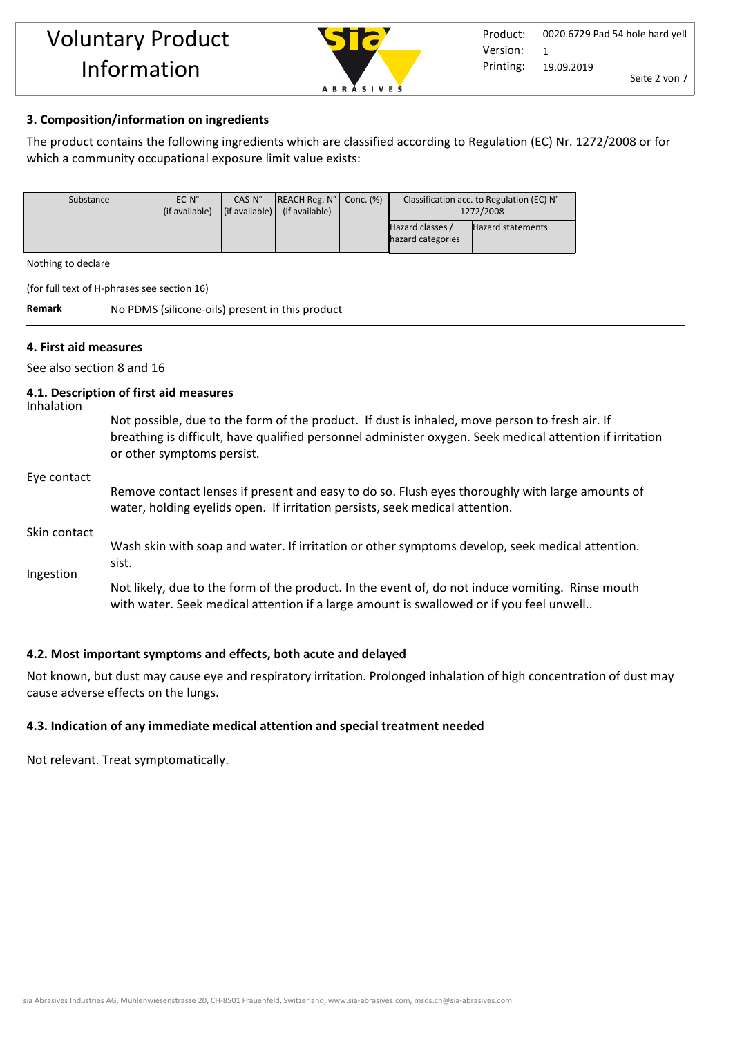## 3. Composition/information on ingredients

The product contains the following ingredients which are classified according to Regulation (EC) Nr. 1272/2008 or for which a community occupational exposure limit value exists:

| Substance | EC-N° (if available) | CAS-N° (if available) | REACH Reg. N° (if available) | Conc. (%) | Classification acc. to Regulation (EC) N° 1272/2008 | |
|---|---|---|---|---|---|---|
| | | | | | Hazard classes / hazard categories | Hazard statements |

Nothing to declare

(for full text of H-phrases see section 16)

**Remark** No PDMS (silicone-oils) present in this product

## 4. First aid measures

See also section 8 and 16

### 4.1. Description of first aid measures

Inhalation

Not possible, due to the form of the product. If dust is inhaled, move person to fresh air. If breathing is difficult, have qualified personnel administer oxygen. Seek medical attention if irritation or other symptoms persist.

Eye contact

Remove contact lenses if present and easy to do so. Flush eyes thoroughly with large amounts of water, holding eyelids open. If irritation persists, seek medical attention.

Skin contact

Wash skin with soap and water. If irritation or other symptoms develop, seek medical attention. sist.

Ingestion

Not likely, due to the form of the product. In the event of, do not induce vomiting. Rinse mouth with water. Seek medical attention if a large amount is swallowed or if you feel unwell..

### 4.2. Most important symptoms and effects, both acute and delayed

Not known, but dust may cause eye and respiratory irritation. Prolonged inhalation of high concentration of dust may cause adverse effects on the lungs.

### 4.3. Indication of any immediate medical attention and special treatment needed

Not relevant. Treat symptomatically.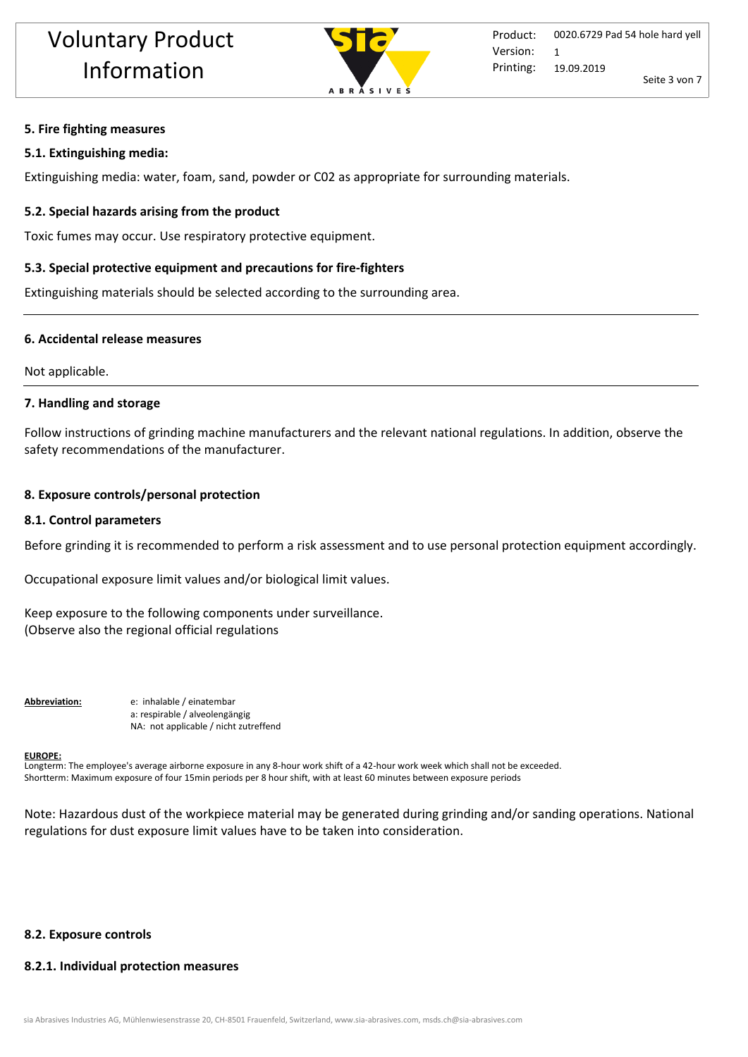## 5. Fire fighting measures

### 5.1. Extinguishing media:

Extinguishing media: water, foam, sand, powder or C02 as appropriate for surrounding materials.

### 5.2. Special hazards arising from the product

Toxic fumes may occur. Use respiratory protective equipment.

### 5.3. Special protective equipment and precautions for fire-fighters

Extinguishing materials should be selected according to the surrounding area.

## 6. Accidental release measures

Not applicable.

## 7. Handling and storage

Follow instructions of grinding machine manufacturers and the relevant national regulations. In addition, observe the safety recommendations of the manufacturer.

## 8. Exposure controls/personal protection

### 8.1. Control parameters

Before grinding it is recommended to perform a risk assessment and to use personal protection equipment accordingly.

Occupational exposure limit values and/or biological limit values.

Keep exposure to the following components under surveillance.
(Observe also the regional official regulations

**Abbreviation:**
e: inhalable / einatembar
a: respirable / alveolengängig
NA: not applicable / nicht zutreffend

**EUROPE:**
Longterm: The employee's average airborne exposure in any 8-hour work shift of a 42-hour work week which shall not be exceeded.
Shortterm: Maximum exposure of four 15min periods per 8 hour shift, with at least 60 minutes between exposure periods

Note: Hazardous dust of the workpiece material may be generated during grinding and/or sanding operations. National regulations for dust exposure limit values have to be taken into consideration.

### 8.2. Exposure controls

#### 8.2.1. Individual protection measures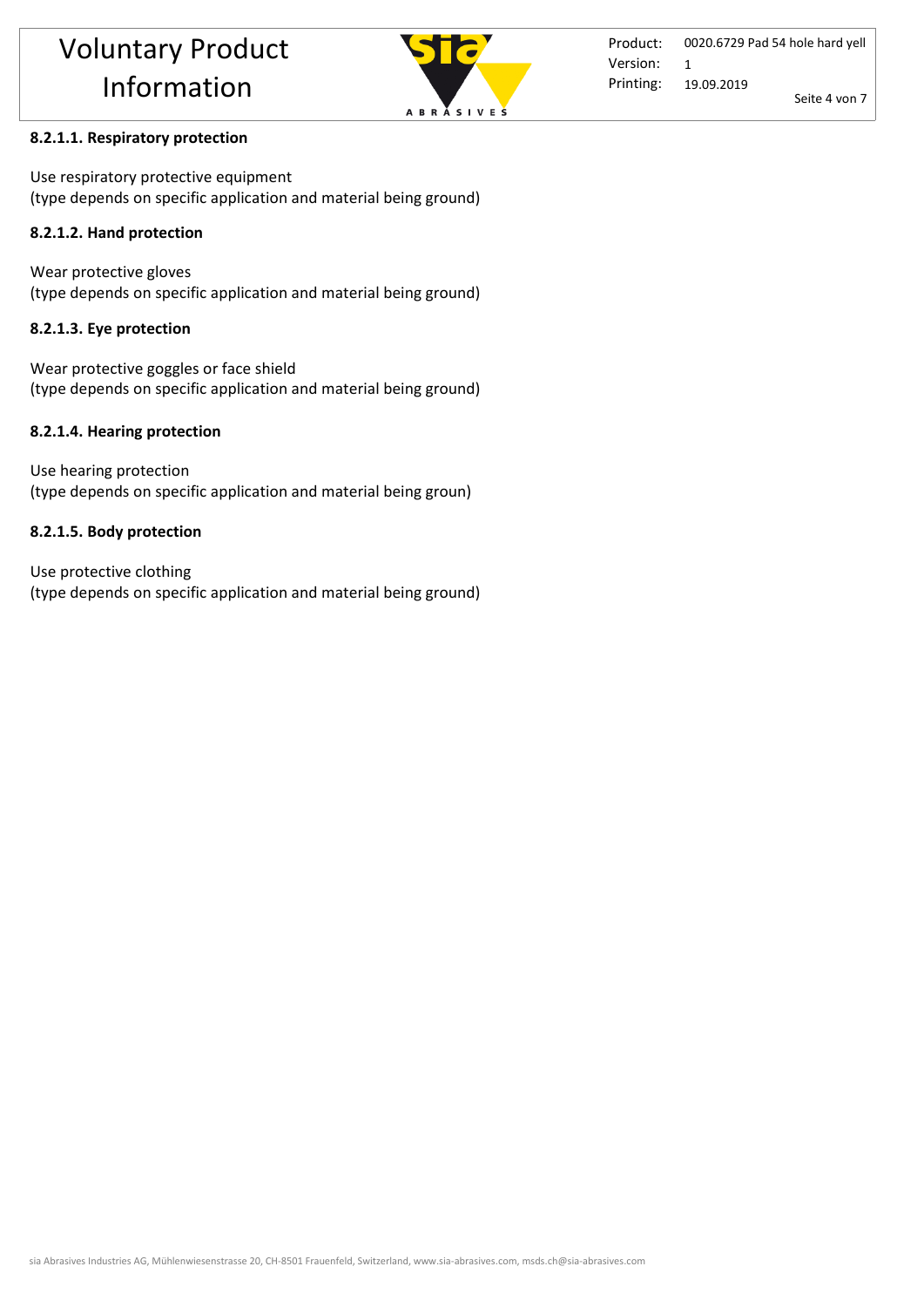#### 8.2.1.1. Respiratory protection

Use respiratory protective equipment
(type depends on specific application and material being ground)

#### 8.2.1.2. Hand protection

Wear protective gloves
(type depends on specific application and material being ground)

#### 8.2.1.3. Eye protection

Wear protective goggles or face shield
(type depends on specific application and material being ground)

#### 8.2.1.4. Hearing protection

Use hearing protection
(type depends on specific application and material being groun)

#### 8.2.1.5. Body protection

Use protective clothing
(type depends on specific application and material being ground)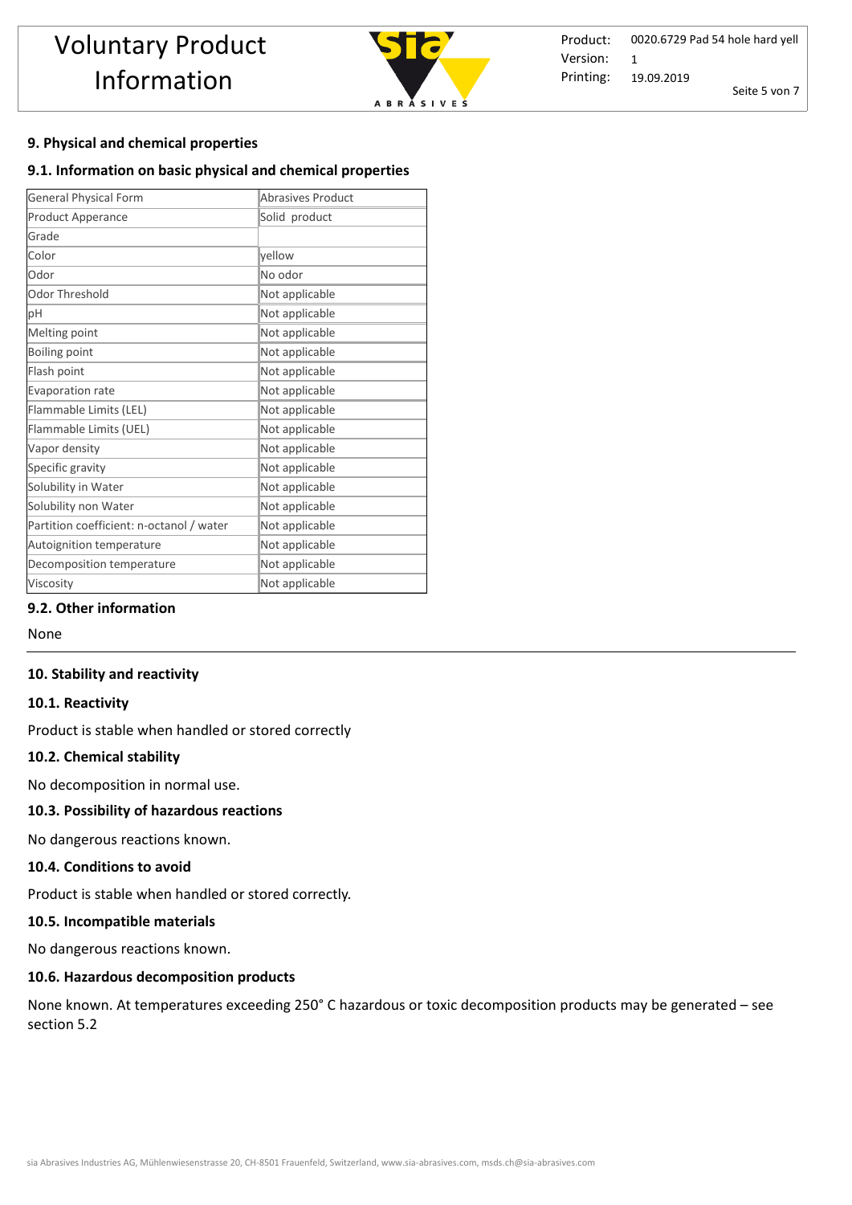## 9. Physical and chemical properties

### 9.1. Information on basic physical and chemical properties

| General Physical Form | Abrasives Product |
|---|---|
| Product Apperance | Solid product |
| Grade | |
| Color | yellow |
| Odor | No odor |
| Odor Threshold | Not applicable |
| pH | Not applicable |
| Melting point | Not applicable |
| Boiling point | Not applicable |
| Flash point | Not applicable |
| Evaporation rate | Not applicable |
| Flammable Limits (LEL) | Not applicable |
| Flammable Limits (UEL) | Not applicable |
| Vapor density | Not applicable |
| Specific gravity | Not applicable |
| Solubility in Water | Not applicable |
| Solubility non Water | Not applicable |
| Partition coefficient: n-octanol / water | Not applicable |
| Autoignition temperature | Not applicable |
| Decomposition temperature | Not applicable |
| Viscosity | Not applicable |

### 9.2. Other information

None

---

## 10. Stability and reactivity

### 10.1. Reactivity

Product is stable when handled or stored correctly

### 10.2. Chemical stability

No decomposition in normal use.

### 10.3. Possibility of hazardous reactions

No dangerous reactions known.

### 10.4. Conditions to avoid

Product is stable when handled or stored correctly.

### 10.5. Incompatible materials

No dangerous reactions known.

### 10.6. Hazardous decomposition products

None known. At temperatures exceeding 250° C hazardous or toxic decomposition products may be generated – see section 5.2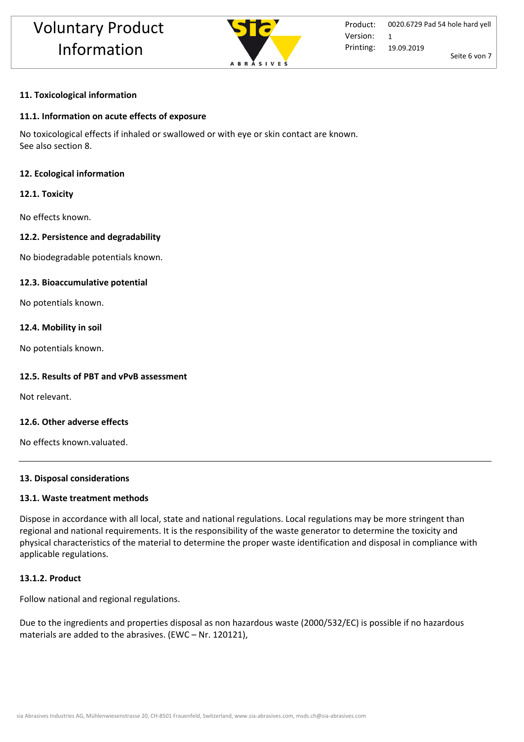## 11. Toxicological information

### 11.1. Information on acute effects of exposure

No toxicological effects if inhaled or swallowed or with eye or skin contact are known.
See also section 8.

## 12. Ecological information

### 12.1. Toxicity

No effects known.

### 12.2. Persistence and degradability

No biodegradable potentials known.

### 12.3. Bioaccumulative potential

No potentials known.

### 12.4. Mobility in soil

No potentials known.

### 12.5. Results of PBT and vPvB assessment

Not relevant.

### 12.6. Other adverse effects

No effects known.valuated.

---

## 13. Disposal considerations

### 13.1. Waste treatment methods

Dispose in accordance with all local, state and national regulations. Local regulations may be more stringent than regional and national requirements. It is the responsibility of the waste generator to determine the toxicity and physical characteristics of the material to determine the proper waste identification and disposal in compliance with applicable regulations.

#### 13.1.2. Product

Follow national and regional regulations.

Due to the ingredients and properties disposal as non hazardous waste (2000/532/EC) is possible if no hazardous materials are added to the abrasives. (EWC – Nr. 120121),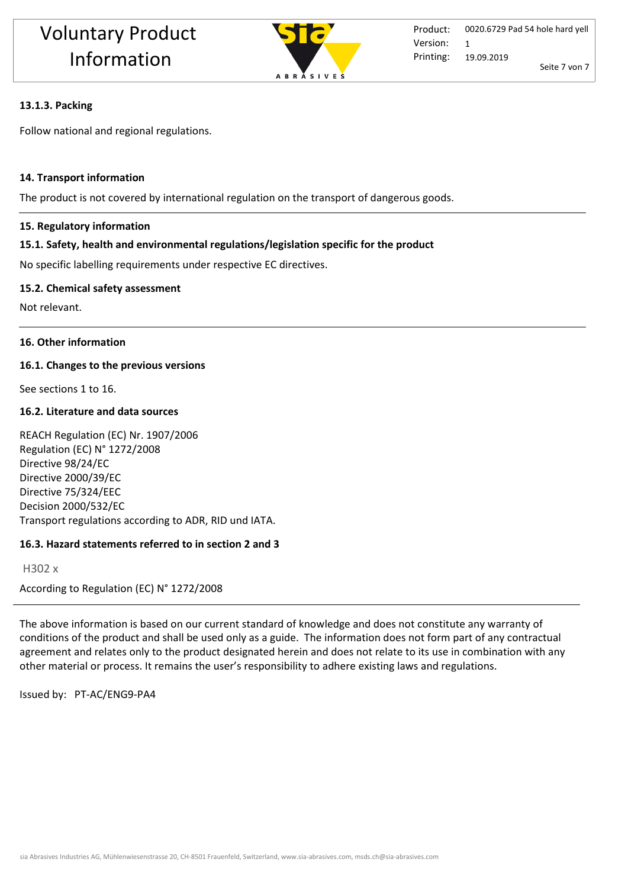### 13.1.3. Packing

Follow national and regional regulations.

## 14. Transport information

The product is not covered by international regulation on the transport of dangerous goods.

## 15. Regulatory information

### 15.1. Safety, health and environmental regulations/legislation specific for the product

No specific labelling requirements under respective EC directives.

### 15.2. Chemical safety assessment

Not relevant.

## 16. Other information

### 16.1. Changes to the previous versions

See sections 1 to 16.

### 16.2. Literature and data sources

REACH Regulation (EC) Nr. 1907/2006
Regulation (EC) N° 1272/2008
Directive 98/24/EC
Directive 2000/39/EC
Directive 75/324/EEC
Decision 2000/532/EC
Transport regulations according to ADR, RID und IATA.

### 16.3. Hazard statements referred to in section 2 and 3

H302 x

According to Regulation (EC) N° 1272/2008

The above information is based on our current standard of knowledge and does not constitute any warranty of conditions of the product and shall be used only as a guide. The information does not form part of any contractual agreement and relates only to the product designated herein and does not relate to its use in combination with any other material or process. It remains the user's responsibility to adhere existing laws and regulations.

Issued by: PT-AC/ENG9-PA4